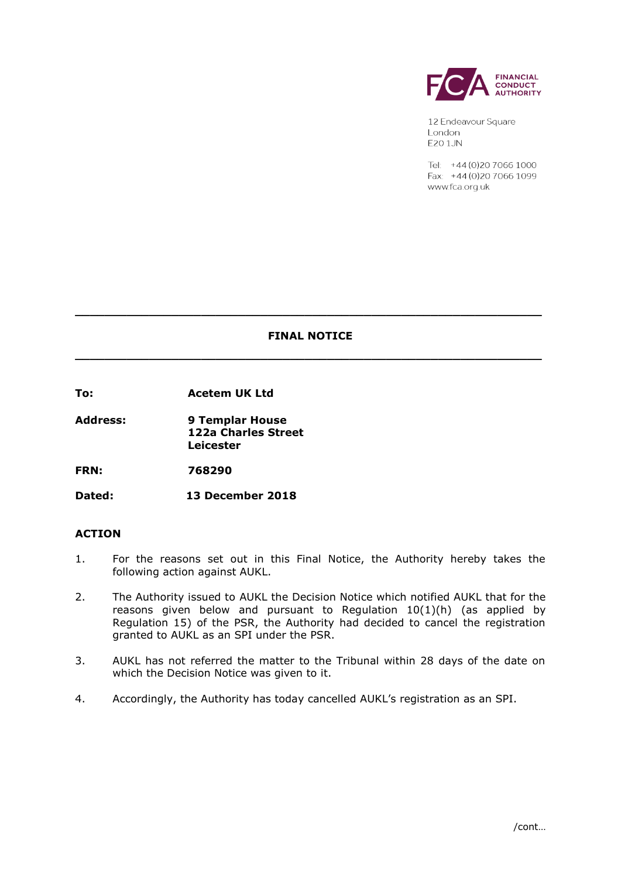FINANCIAL CONDUCT AUTHORITY

12 Endeavour Square
London
E20 1JN

Tel: +44 (0)20 7066 1000
Fax: +44 (0)20 7066 1099
www.fca.org.uk

---

## FINAL NOTICE

---

**To:** **Acetem UK Ltd**

**Address:** **9 Templar House**
**122a Charles Street**
**Leicester**

**FRN:** **768290**

**Dated:** **13 December 2018**

## ACTION

1. For the reasons set out in this Final Notice, the Authority hereby takes the following action against AUKL.

2. The Authority issued to AUKL the Decision Notice which notified AUKL that for the reasons given below and pursuant to Regulation 10(1)(h) (as applied by Regulation 15) of the PSR, the Authority had decided to cancel the registration granted to AUKL as an SPI under the PSR.

3. AUKL has not referred the matter to the Tribunal within 28 days of the date on which the Decision Notice was given to it.

4. Accordingly, the Authority has today cancelled AUKL's registration as an SPI.

/cont…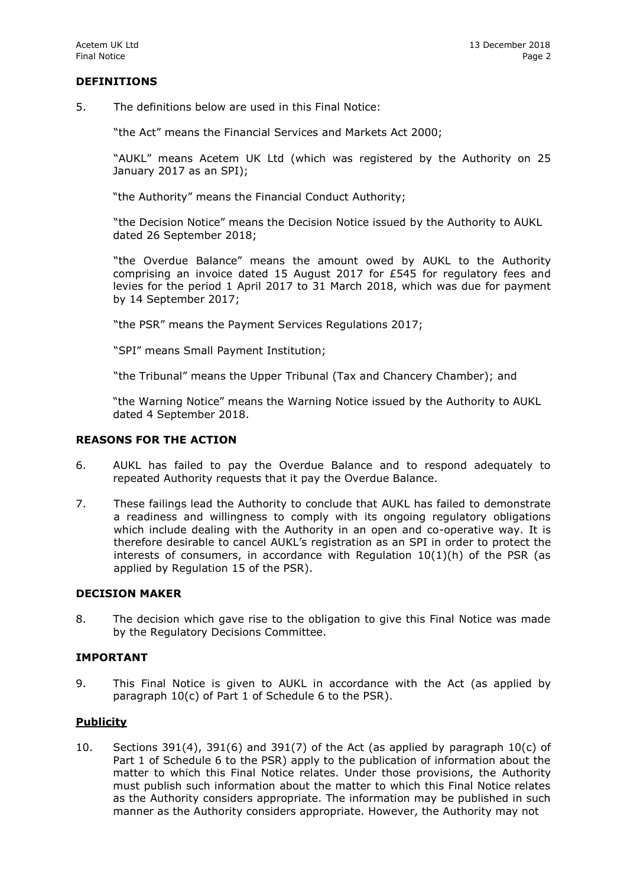## DEFINITIONS

5. The definitions below are used in this Final Notice:

   "the Act" means the Financial Services and Markets Act 2000;

   "AUKL" means Acetem UK Ltd (which was registered by the Authority on 25 January 2017 as an SPI);

   "the Authority" means the Financial Conduct Authority;

   "the Decision Notice" means the Decision Notice issued by the Authority to AUKL dated 26 September 2018;

   "the Overdue Balance" means the amount owed by AUKL to the Authority comprising an invoice dated 15 August 2017 for £545 for regulatory fees and levies for the period 1 April 2017 to 31 March 2018, which was due for payment by 14 September 2017;

   "the PSR" means the Payment Services Regulations 2017;

   "SPI" means Small Payment Institution;

   "the Tribunal" means the Upper Tribunal (Tax and Chancery Chamber); and

   "the Warning Notice" means the Warning Notice issued by the Authority to AUKL dated 4 September 2018.

## REASONS FOR THE ACTION

6. AUKL has failed to pay the Overdue Balance and to respond adequately to repeated Authority requests that it pay the Overdue Balance.

7. These failings lead the Authority to conclude that AUKL has failed to demonstrate a readiness and willingness to comply with its ongoing regulatory obligations which include dealing with the Authority in an open and co-operative way. It is therefore desirable to cancel AUKL's registration as an SPI in order to protect the interests of consumers, in accordance with Regulation 10(1)(h) of the PSR (as applied by Regulation 15 of the PSR).

## DECISION MAKER

8. The decision which gave rise to the obligation to give this Final Notice was made by the Regulatory Decisions Committee.

## IMPORTANT

9. This Final Notice is given to AUKL in accordance with the Act (as applied by paragraph 10(c) of Part 1 of Schedule 6 to the PSR).

### Publicity

10. Sections 391(4), 391(6) and 391(7) of the Act (as applied by paragraph 10(c) of Part 1 of Schedule 6 to the PSR) apply to the publication of information about the matter to which this Final Notice relates. Under those provisions, the Authority must publish such information about the matter to which this Final Notice relates as the Authority considers appropriate. The information may be published in such manner as the Authority considers appropriate. However, the Authority may not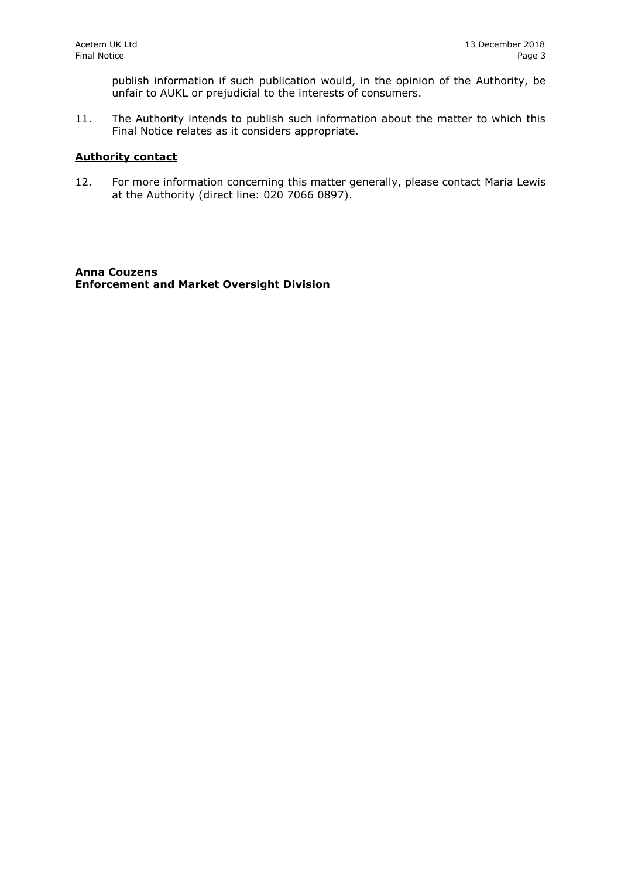publish information if such publication would, in the opinion of the Authority, be unfair to AUKL or prejudicial to the interests of consumers.

11. The Authority intends to publish such information about the matter to which this Final Notice relates as it considers appropriate.

## Authority contact

12. For more information concerning this matter generally, please contact Maria Lewis at the Authority (direct line: 020 7066 0897).

**Anna Couzens**
**Enforcement and Market Oversight Division**